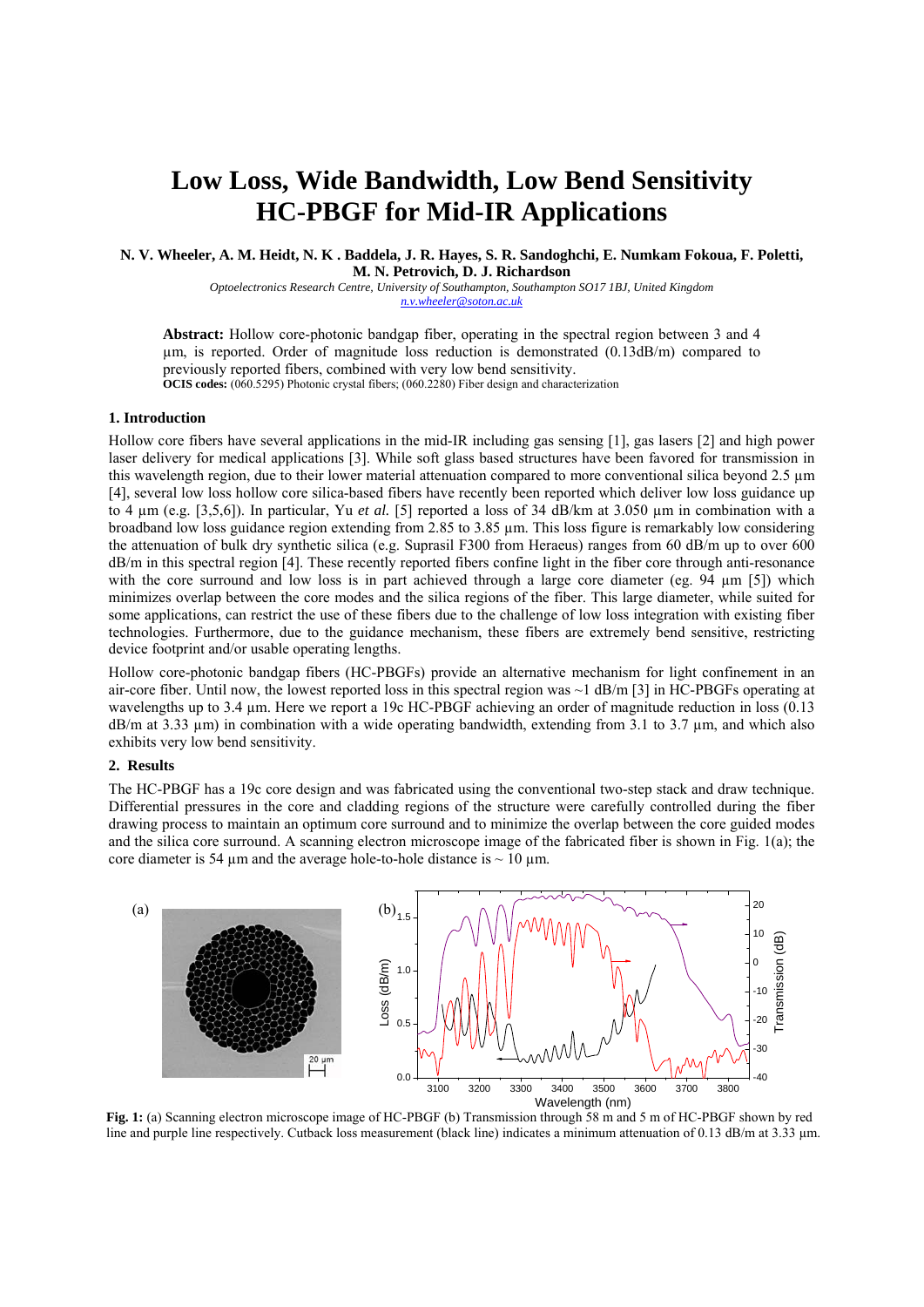# Low Loss, Wide Bandwidth, Low Bend Sensitivity HC-PBGF for Mid-IR Applications

**N. V. Wheeler, A. M. Heidt, N. K . Baddela, J. R. Hayes, S. R. Sandoghchi, E. Numkam Fokoua, F. Poletti, M. N. Petrovich, D. J. Richardson**

*Optoelectronics Research Centre, University of Southampton, Southampton SO17 1BJ, United Kingdom*
*n.v.wheeler@soton.ac.uk*

**Abstract:** Hollow core-photonic bandgap fiber, operating in the spectral region between 3 and 4 µm, is reported. Order of magnitude loss reduction is demonstrated (0.13dB/m) compared to previously reported fibers, combined with very low bend sensitivity.
**OCIS codes:** (060.5295) Photonic crystal fibers; (060.2280) Fiber design and characterization

## 1. Introduction

Hollow core fibers have several applications in the mid-IR including gas sensing [1], gas lasers [2] and high power laser delivery for medical applications [3]. While soft glass based structures have been favored for transmission in this wavelength region, due to their lower material attenuation compared to more conventional silica beyond 2.5 µm [4], several low loss hollow core silica-based fibers have recently been reported which deliver low loss guidance up to 4 µm (e.g. [3,5,6]). In particular, Yu *et al.* [5] reported a loss of 34 dB/km at 3.050 µm in combination with a broadband low loss guidance region extending from 2.85 to 3.85 µm. This loss figure is remarkably low considering the attenuation of bulk dry synthetic silica (e.g. Suprasil F300 from Heraeus) ranges from 60 dB/m up to over 600 dB/m in this spectral region [4]. These recently reported fibers confine light in the fiber core through anti-resonance with the core surround and low loss is in part achieved through a large core diameter (eg. 94 µm [5]) which minimizes overlap between the core modes and the silica regions of the fiber. This large diameter, while suited for some applications, can restrict the use of these fibers due to the challenge of low loss integration with existing fiber technologies. Furthermore, due to the guidance mechanism, these fibers are extremely bend sensitive, restricting device footprint and/or usable operating lengths.

Hollow core-photonic bandgap fibers (HC-PBGFs) provide an alternative mechanism for light confinement in an air-core fiber. Until now, the lowest reported loss in this spectral region was ~1 dB/m [3] in HC-PBGFs operating at wavelengths up to 3.4 µm. Here we report a 19c HC-PBGF achieving an order of magnitude reduction in loss (0.13 dB/m at 3.33 µm) in combination with a wide operating bandwidth, extending from 3.1 to 3.7 µm, and which also exhibits very low bend sensitivity.

## 2. Results

The HC-PBGF has a 19c core design and was fabricated using the conventional two-step stack and draw technique. Differential pressures in the core and cladding regions of the structure were carefully controlled during the fiber drawing process to maintain an optimum core surround and to minimize the overlap between the core guided modes and the silica core surround. A scanning electron microscope image of the fabricated fiber is shown in Fig. 1(a); the core diameter is 54 µm and the average hole-to-hole distance is ~ 10 µm.

**Fig. 1:** (a) Scanning electron microscope image of HC-PBGF (b) Transmission through 58 m and 5 m of HC-PBGF shown by red line and purple line respectively. Cutback loss measurement (black line) indicates a minimum attenuation of 0.13 dB/m at 3.33 µm.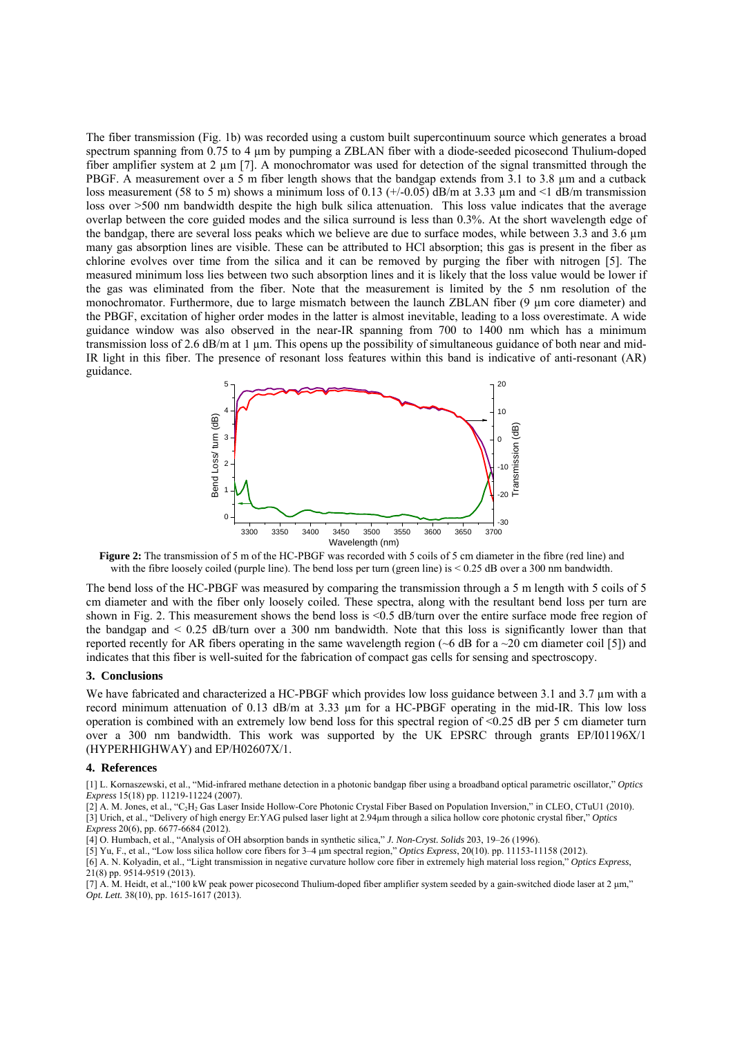The fiber transmission (Fig. 1b) was recorded using a custom built supercontinuum source which generates a broad spectrum spanning from 0.75 to 4 µm by pumping a ZBLAN fiber with a diode-seeded picosecond Thulium-doped fiber amplifier system at 2 µm [7]. A monochromator was used for detection of the signal transmitted through the PBGF. A measurement over a 5 m fiber length shows that the bandgap extends from 3.1 to 3.8 µm and a cutback loss measurement (58 to 5 m) shows a minimum loss of 0.13 (+/-0.05) dB/m at 3.33 µm and <1 dB/m transmission loss over >500 nm bandwidth despite the high bulk silica attenuation. This loss value indicates that the average overlap between the core guided modes and the silica surround is less than 0.3%. At the short wavelength edge of the bandgap, there are several loss peaks which we believe are due to surface modes, while between 3.3 and 3.6 µm many gas absorption lines are visible. These can be attributed to HCl absorption; this gas is present in the fiber as chlorine evolves over time from the silica and it can be removed by purging the fiber with nitrogen [5]. The measured minimum loss lies between two such absorption lines and it is likely that the loss value would be lower if the gas was eliminated from the fiber. Note that the measurement is limited by the 5 nm resolution of the monochromator. Furthermore, due to large mismatch between the launch ZBLAN fiber (9 µm core diameter) and the PBGF, excitation of higher order modes in the latter is almost inevitable, leading to a loss overestimate. A wide guidance window was also observed in the near-IR spanning from 700 to 1400 nm which has a minimum transmission loss of 2.6 dB/m at 1 µm. This opens up the possibility of simultaneous guidance of both near and mid-IR light in this fiber. The presence of resonant loss features within this band is indicative of anti-resonant (AR) guidance.

Bend Loss/ turn (dB)
Transmission (dB)
Wavelength (nm)
0 1 2 3 4 5
-30 -20 -10 0 10 20
3300 3350 3400 3450 3500 3550 3600 3650 3700

**Figure 2:** The transmission of 5 m of the HC-PBGF was recorded with 5 coils of 5 cm diameter in the fibre (red line) and with the fibre loosely coiled (purple line). The bend loss per turn (green line) is < 0.25 dB over a 300 nm bandwidth.

The bend loss of the HC-PBGF was measured by comparing the transmission through a 5 m length with 5 coils of 5 cm diameter and with the fiber only loosely coiled. These spectra, along with the resultant bend loss per turn are shown in Fig. 2. This measurement shows the bend loss is <0.5 dB/turn over the entire surface mode free region of the bandgap and < 0.25 dB/turn over a 300 nm bandwidth. Note that this loss is significantly lower than that reported recently for AR fibers operating in the same wavelength region (~6 dB for a ~20 cm diameter coil [5]) and indicates that this fiber is well-suited for the fabrication of compact gas cells for sensing and spectroscopy.

## 3. Conclusions

We have fabricated and characterized a HC-PBGF which provides low loss guidance between 3.1 and 3.7 µm with a record minimum attenuation of 0.13 dB/m at 3.33 µm for a HC-PBGF operating in the mid-IR. This low loss operation is combined with an extremely low bend loss for this spectral region of <0.25 dB per 5 cm diameter turn over a 300 nm bandwidth. This work was supported by the UK EPSRC through grants EP/I01196X/1 (HYPERHIGHWAY) and EP/H02607X/1.

## 4. References

[1] L. Kornaszewski, et al., "Mid-infrared methane detection in a photonic bandgap fiber using a broadband optical parametric oscillator," *Optics Express* 15(18) pp. 11219-11224 (2007).

[2] A. M. Jones, et al., "$C_2H_2$ Gas Laser Inside Hollow-Core Photonic Crystal Fiber Based on Population Inversion," in CLEO, CTuU1 (2010).

[3] Urich, et al., "Delivery of high energy Er:YAG pulsed laser light at 2.94µm through a silica hollow core photonic crystal fiber," *Optics Express* 20(6), pp. 6677-6684 (2012).

[4] O. Humbach, et al., "Analysis of OH absorption bands in synthetic silica," *J. Non-Cryst. Solids* 203, 19–26 (1996).

[5] Yu, F., et al., "Low loss silica hollow core fibers for 3–4 µm spectral region," *Optics Express*, 20(10). pp. 11153-11158 (2012).

[6] A. N. Kolyadin, et al., "Light transmission in negative curvature hollow core fiber in extremely high material loss region," *Optics Express*, 21(8) pp. 9514-9519 (2013).

[7] A. M. Heidt, et al.,"100 kW peak power picosecond Thulium-doped fiber amplifier system seeded by a gain-switched diode laser at 2 µm," *Opt. Lett.* 38(10), pp. 1615-1617 (2013).